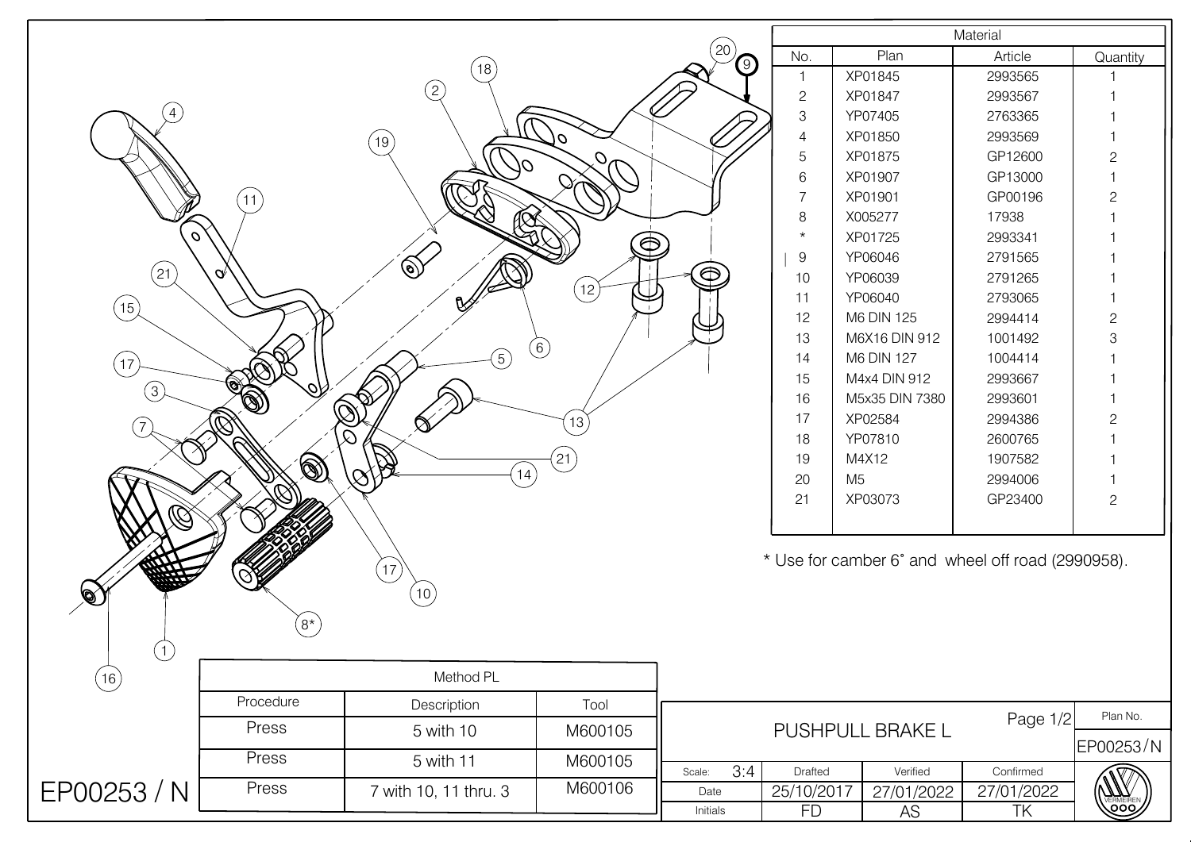| Material | | | |
|---|---|---|---|
| No. | Plan | Article | Quantity |
| 1 | XP01845 | 2993565 | 1 |
| 2 | XP01847 | 2993567 | 1 |
| 3 | YP07405 | 2763365 | 1 |
| 4 | XP01850 | 2993569 | 1 |
| 5 | XP01875 | GP12600 | 2 |
| 6 | XP01907 | GP13000 | 1 |
| 7 | XP01901 | GP00196 | 2 |
| 8 | X005277 | 17938 | 1 |
| * | XP01725 | 2993341 | 1 |
| 9 | YP06046 | 2791565 | 1 |
| 10 | YP06039 | 2791265 | 1 |
| 11 | YP06040 | 2793065 | 1 |
| 12 | M6 DIN 125 | 2994414 | 2 |
| 13 | M6X16 DIN 912 | 1001492 | 3 |
| 14 | M6 DIN 127 | 1004414 | 1 |
| 15 | M4x4 DIN 912 | 2993667 | 1 |
| 16 | M5x35 DIN 7380 | 2993601 | 1 |
| 17 | XP02584 | 2994386 | 2 |
| 18 | YP07810 | 2600765 | 1 |
| 19 | M4X12 | 1907582 | 1 |
| 20 | M5 | 2994006 | 1 |
| 21 | XP03073 | GP23400 | 2 |

\* Use for camber 6° and wheel off road (2990958).

| Method PL | | |
|---|---|---|
| Procedure | Description | Tool |
| Press | 5 with 10 | M600105 |
| Press | 5 with 11 | M600105 |
| Press | 7 with 10, 11 thru. 3 | M600106 |

EP00253 / N

| PUSHPULL BRAKE L | | | Page 1/2 | Plan No. EP00253/N |
|---|---|---|---|---|
| Scale: 3:4 | Drafted | Verified | Confirmed | VERMEIREN |
| Date | 25/10/2017 | 27/01/2022 | 27/01/2022 | |
| Initials | FD | AS | TK | |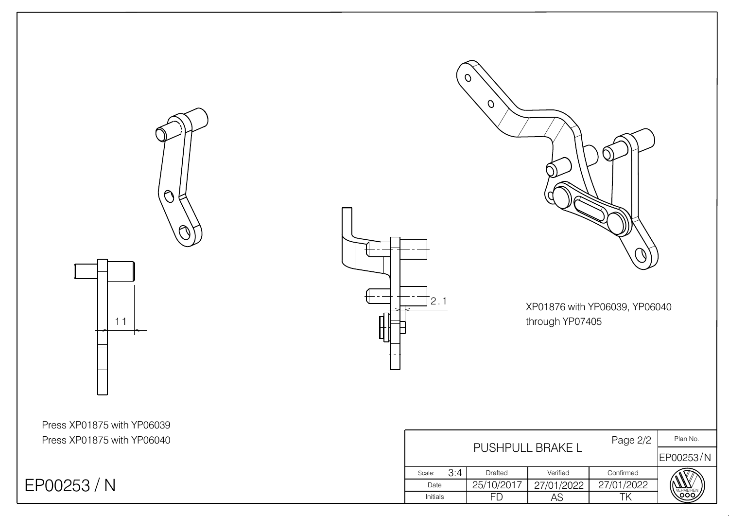11

2.1

XP01876 with YP06039, YP06040 through YP07405

Press XP01875 with YP06039
Press XP01875 with YP06040

EP00253 / N

| | | | | |
|---|---|---|---|---|
| PUSHPULL BRAKE L | | | Page 2/2 | Plan No. EP00253/N |
| Scale: 3:4 | Drafted | Verified | Confirmed | |
| Date | 25/10/2017 | 27/01/2022 | 27/01/2022 | |
| Initials | FD | AS | TK | VERMEIREN |